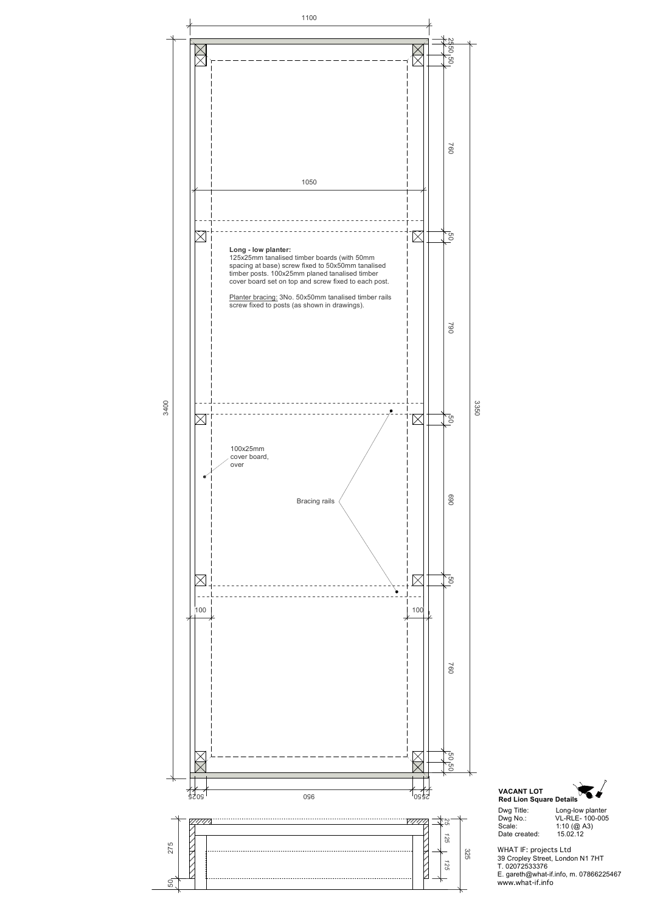**Long - low planter:**
125x25mm tanalised timber boards (with 50mm spacing at base) screw fixed to 50x50mm tanalised timber posts. 100x25mm planed tanalised timber cover board set on top and screw fixed to each post.

Planter bracing: 3No. 50x50mm tanalised timber rails screw fixed to posts (as shown in drawings).

100x25mm cover board, over

Bracing rails

1100

1050

3400

3350

25 50 50

760

50

790

50

690

50

760

50 50

100

100

50 25

950

25 50

275

50

25

125

125

325

**VACANT LOT**
**Red Lion Square Details**

| | |
|---|---|
| Dwg Title: | Long-low planter |
| Dwg No.: | VL-RLE- 100-005 |
| Scale: | 1:10 (@ A3) |
| Date created: | 15.02.12 |

WHAT IF: projects Ltd
39 Cropley Street, London N1 7HT
T. 02072533376
E. gareth@what-if.info, m. 07866225467
www.what-if.info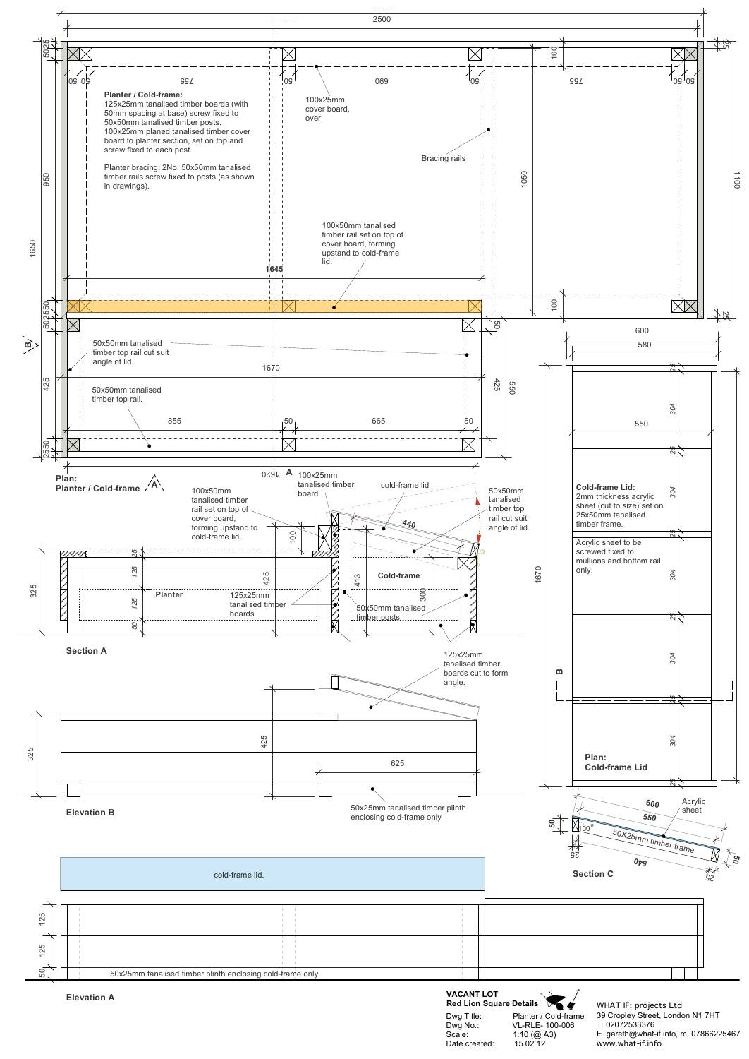2500

100 | 25

755 | 690 | 755

50 | 50 | 50 | 50 | 50 | 50

**Planter / Cold-frame:**
125x25mm tanalised timber boards (with 50mm spacing at base) screw fixed to 50x50mm tanalised timber posts.
100x25mm planed tanalised timber cover board to planter section, set on top and screw fixed to each post.

Planter bracing: 2No. 50x50mm tanalised timber rails screw fixed to posts (as shown in drawings).

100x25mm cover board, over

Bracing rails

950 | 1050 | 1100 | 1650

100x50mm tanalised timber rail set on top of cover board, forming upstand to cold-frame lid.

1645

100 | 25

50x50mm tanalised timber top rail cut suit angle of lid.

1670

50x50mm tanalised timber top rail.

425 | 550 | 50

855 | 50 | 665 | 50

1520

**Plan:**
**Planter / Cold-frame**

100x50mm tanalised timber rail set on top of cover board, forming upstand to cold-frame lid.

100x25mm tanalised timber board

cold-frame lid.

440

50x50mm tanalised timber top rail cut suit angle of lid.

325 | 125 | 125 | 50 | 425 | 100 | 413 | 300

Planter

125x25mm tanalised timber boards

Cold-frame

50x50mm tanalised timber posts

**Section A**

125x25mm tanalised timber boards cut to form angle.

325 | 425 | 625

50x25mm tanalised timber plinth enclosing cold-frame only

**Elevation B**

600 | 580 | 550

25 | 304 | 25 | 304 | 25 | 304 | 25 | 304 | 25 | 304 | 25

1670

**Cold-frame Lid:**
2mm thickness acrylic sheet (cut to size) set on 25x50mm tanalised timber frame.

Acrylic sheet to be screwed fixed to mullions and bottom rail only.

**Plan:**
**Cold-frame Lid**

600 | 550 | Acrylic sheet

50 | 100° | 50X25mm timber frame | 50

25 | 540 | 25

**Section C**

cold-frame lid.

125 | 125 | 50

50x25mm tanalised timber plinth enclosing cold-frame only

**Elevation A**

**VACANT LOT**
**Red Lion Square Details**

| | |
|---|---|
| Dwg Title: | Planter / Cold-frame |
| Dwg No.: | VL-RLE- 100-006 |
| Scale: | 1:10 (@ A3) |
| Date created: | 15.02.12 |

WHAT IF: projects Ltd
39 Cropley Street, London N1 7HT
T. 02072533376
E. gareth@what-if.info, m. 07866225467
www.what-if.info